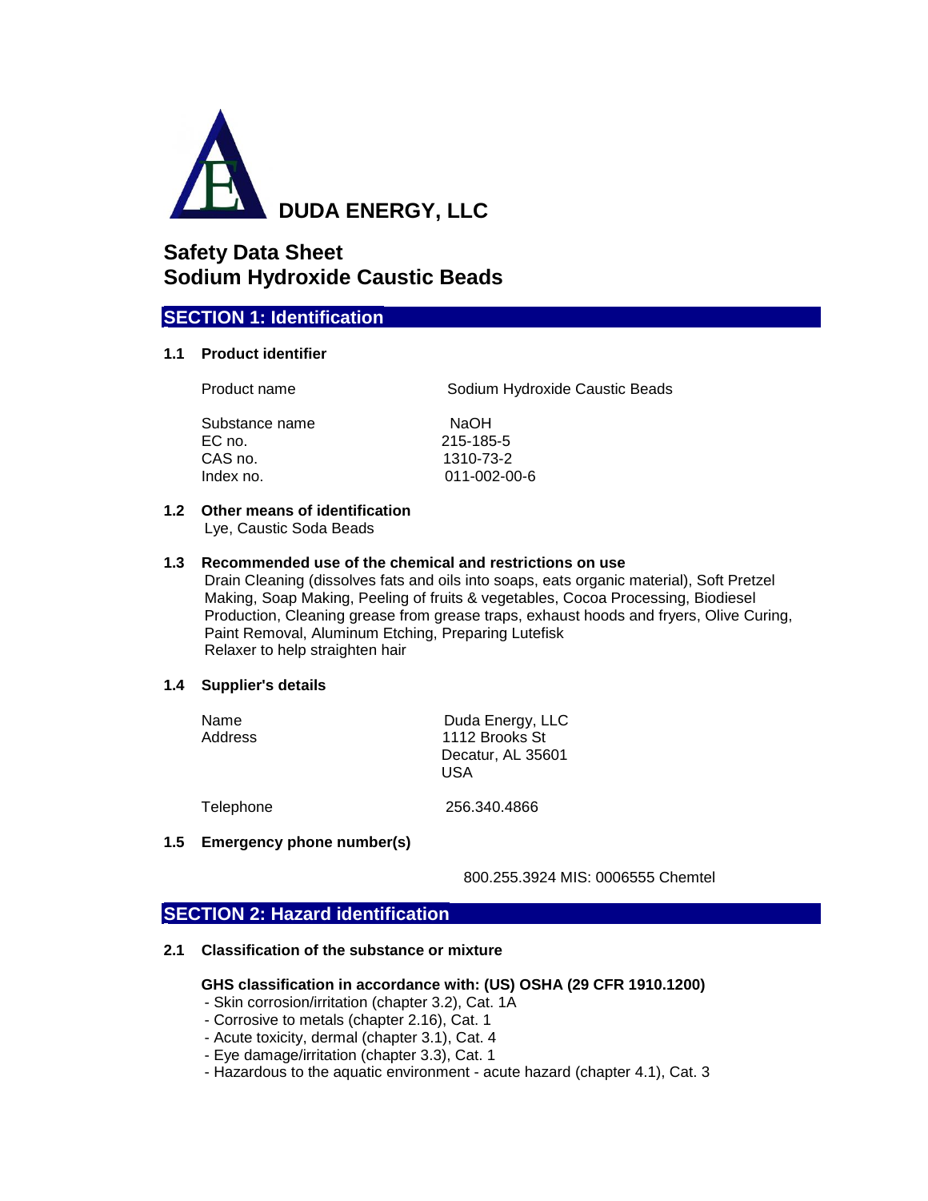**DUDA ENERGY, LLC**

# Safety Data Sheet
# Sodium Hydroxide Caustic Beads

## SECTION 1: Identification

### 1.1 Product identifier

| | |
|---|---|
| Product name | Sodium Hydroxide Caustic Beads |
| Substance name | NaOH |
| EC no. | 215-185-5 |
| CAS no. | 1310-73-2 |
| Index no. | 011-002-00-6 |

### 1.2 Other means of identification

Lye, Caustic Soda Beads

### 1.3 Recommended use of the chemical and restrictions on use

Drain Cleaning (dissolves fats and oils into soaps, eats organic material), Soft Pretzel Making, Soap Making, Peeling of fruits & vegetables, Cocoa Processing, Biodiesel Production, Cleaning grease from grease traps, exhaust hoods and fryers, Olive Curing, Paint Removal, Aluminum Etching, Preparing Lutefisk
Relaxer to help straighten hair

### 1.4 Supplier's details

| | |
|---|---|
| Name | Duda Energy, LLC |
| Address | 1112 Brooks St<br>Decatur, AL 35601<br>USA |
| Telephone | 256.340.4866 |

### 1.5 Emergency phone number(s)

800.255.3924 MIS: 0006555 Chemtel

## SECTION 2: Hazard identification

### 2.1 Classification of the substance or mixture

**GHS classification in accordance with: (US) OSHA (29 CFR 1910.1200)**

- Skin corrosion/irritation (chapter 3.2), Cat. 1A
- Corrosive to metals (chapter 2.16), Cat. 1
- Acute toxicity, dermal (chapter 3.1), Cat. 4
- Eye damage/irritation (chapter 3.3), Cat. 1
- Hazardous to the aquatic environment - acute hazard (chapter 4.1), Cat. 3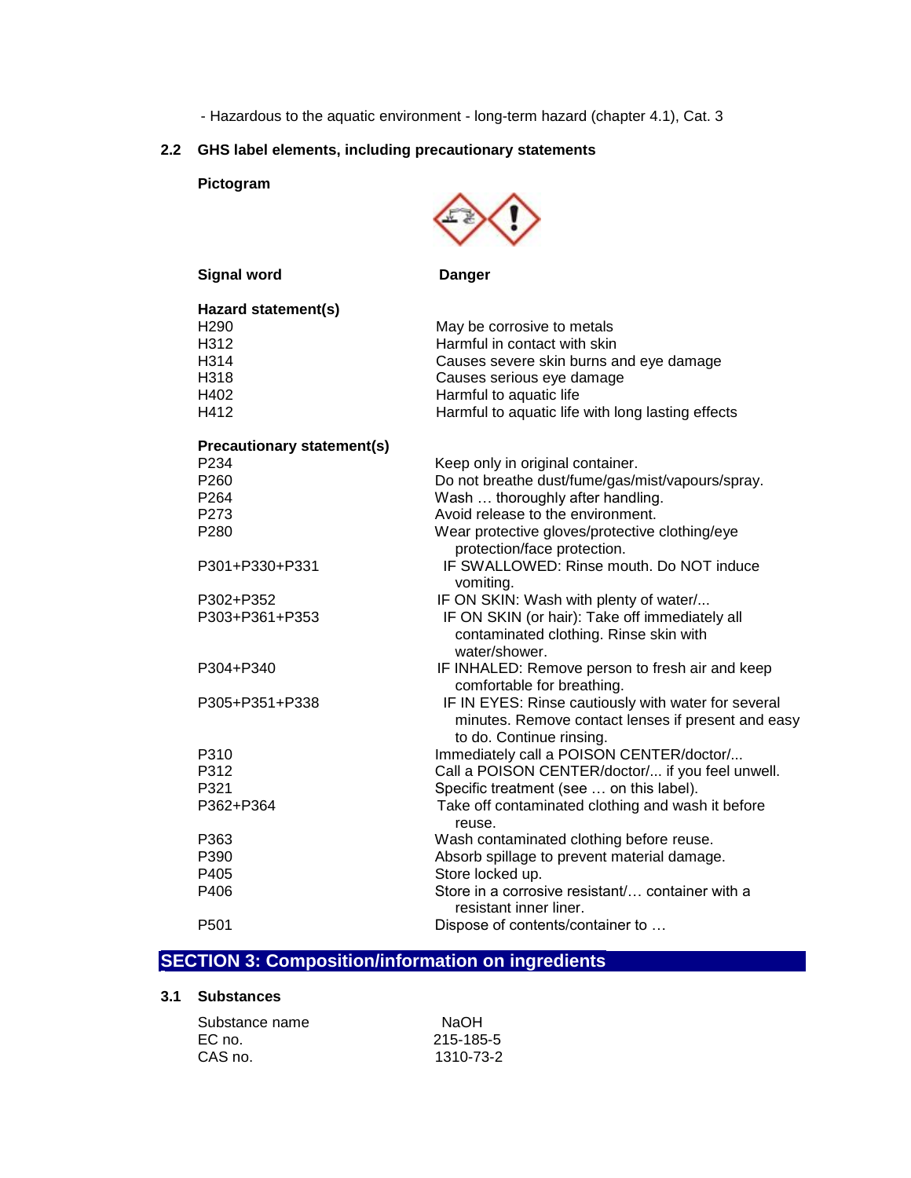- Hazardous to the aquatic environment - long-term hazard (chapter 4.1), Cat. 3

### 2.2 GHS label elements, including precautionary statements

**Pictogram**

**Signal word** **Danger**

**Hazard statement(s)**

| | |
|---|---|
| H290 | May be corrosive to metals |
| H312 | Harmful in contact with skin |
| H314 | Causes severe skin burns and eye damage |
| H318 | Causes serious eye damage |
| H402 | Harmful to aquatic life |
| H412 | Harmful to aquatic life with long lasting effects |

**Precautionary statement(s)**

| | |
|---|---|
| P234 | Keep only in original container. |
| P260 | Do not breathe dust/fume/gas/mist/vapours/spray. |
| P264 | Wash … thoroughly after handling. |
| P273 | Avoid release to the environment. |
| P280 | Wear protective gloves/protective clothing/eye protection/face protection. |
| P301+P330+P331 | IF SWALLOWED: Rinse mouth. Do NOT induce vomiting. |
| P302+P352 | IF ON SKIN: Wash with plenty of water/... |
| P303+P361+P353 | IF ON SKIN (or hair): Take off immediately all contaminated clothing. Rinse skin with water/shower. |
| P304+P340 | IF INHALED: Remove person to fresh air and keep comfortable for breathing. |
| P305+P351+P338 | IF IN EYES: Rinse cautiously with water for several minutes. Remove contact lenses if present and easy to do. Continue rinsing. |
| P310 | Immediately call a POISON CENTER/doctor/... |
| P312 | Call a POISON CENTER/doctor/... if you feel unwell. |
| P321 | Specific treatment (see … on this label). |
| P362+P364 | Take off contaminated clothing and wash it before reuse. |
| P363 | Wash contaminated clothing before reuse. |
| P390 | Absorb spillage to prevent material damage. |
| P405 | Store locked up. |
| P406 | Store in a corrosive resistant/… container with a resistant inner liner. |
| P501 | Dispose of contents/container to … |

## SECTION 3: Composition/information on ingredients

### 3.1 Substances

| | |
|---|---|
| Substance name | NaOH |
| EC no. | 215-185-5 |
| CAS no. | 1310-73-2 |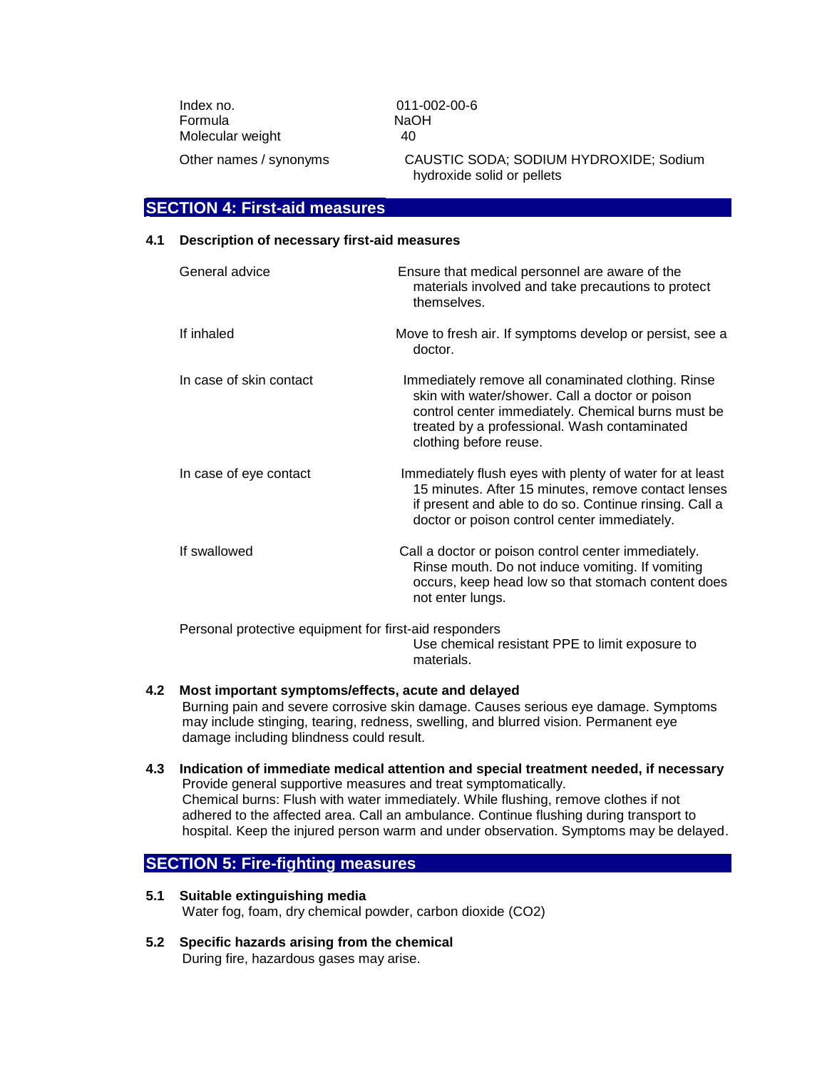| | |
|---|---|
| Index no. | 011-002-00-6 |
| Formula | $NaOH$ |
| Molecular weight | 40 |
| Other names / synonyms | CAUSTIC SODA; SODIUM HYDROXIDE; Sodium hydroxide solid or pellets |

## SECTION 4: First-aid measures

### 4.1 Description of necessary first-aid measures

| | |
|---|---|
| General advice | Ensure that medical personnel are aware of the materials involved and take precautions to protect themselves. |
| If inhaled | Move to fresh air. If symptoms develop or persist, see a doctor. |
| In case of skin contact | Immediately remove all conaminated clothing. Rinse skin with water/shower. Call a doctor or poison control center immediately. Chemical burns must be treated by a professional. Wash contaminated clothing before reuse. |
| In case of eye contact | Immediately flush eyes with plenty of water for at least 15 minutes. After 15 minutes, remove contact lenses if present and able to do so. Continue rinsing. Call a doctor or poison control center immediately. |
| If swallowed | Call a doctor or poison control center immediately. Rinse mouth. Do not induce vomiting. If vomiting occurs, keep head low so that stomach content does not enter lungs. |

Personal protective equipment for first-aid responders

Use chemical resistant PPE to limit exposure to materials.

### 4.2 Most important symptoms/effects, acute and delayed

Burning pain and severe corrosive skin damage. Causes serious eye damage. Symptoms may include stinging, tearing, redness, swelling, and blurred vision. Permanent eye damage including blindness could result.

### 4.3 Indication of immediate medical attention and special treatment needed, if necessary

Provide general supportive measures and treat symptomatically.
Chemical burns: Flush with water immediately. While flushing, remove clothes if not adhered to the affected area. Call an ambulance. Continue flushing during transport to hospital. Keep the injured person warm and under observation. Symptoms may be delayed.

## SECTION 5: Fire-fighting measures

### 5.1 Suitable extinguishing media

Water fog, foam, dry chemical powder, carbon dioxide ($CO_2$)

### 5.2 Specific hazards arising from the chemical

During fire, hazardous gases may arise.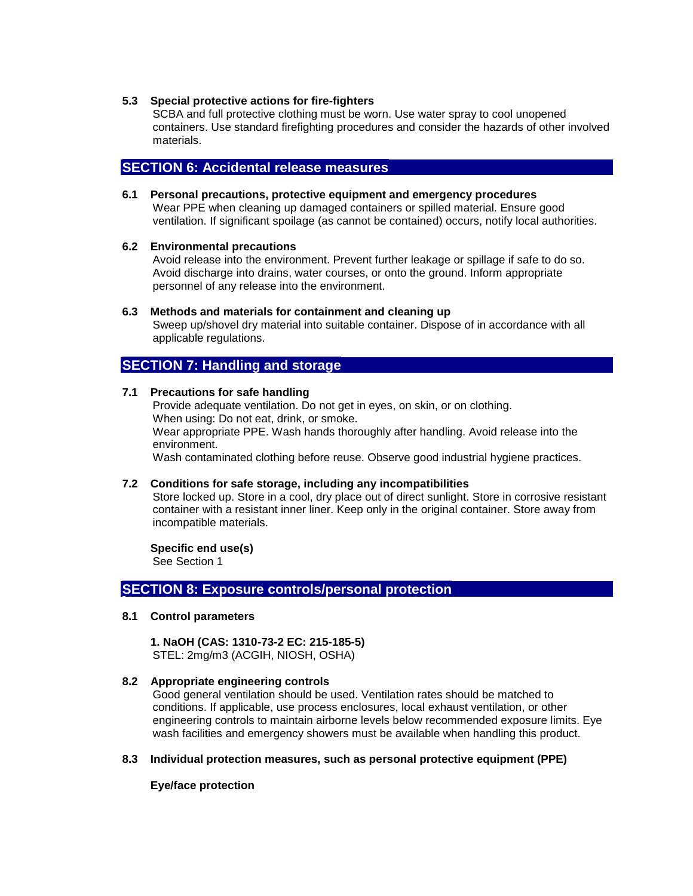### 5.3 Special protective actions for fire-fighters

SCBA and full protective clothing must be worn. Use water spray to cool unopened containers. Use standard firefighting procedures and consider the hazards of other involved materials.

## SECTION 6: Accidental release measures

### 6.1 Personal precautions, protective equipment and emergency procedures

Wear PPE when cleaning up damaged containers or spilled material. Ensure good ventilation. If significant spoilage (as cannot be contained) occurs, notify local authorities.

### 6.2 Environmental precautions

Avoid release into the environment. Prevent further leakage or spillage if safe to do so. Avoid discharge into drains, water courses, or onto the ground. Inform appropriate personnel of any release into the environment.

### 6.3 Methods and materials for containment and cleaning up

Sweep up/shovel dry material into suitable container. Dispose of in accordance with all applicable regulations.

## SECTION 7: Handling and storage

### 7.1 Precautions for safe handling

Provide adequate ventilation. Do not get in eyes, on skin, or on clothing.
When using: Do not eat, drink, or smoke.
Wear appropriate PPE. Wash hands thoroughly after handling. Avoid release into the environment.
Wash contaminated clothing before reuse. Observe good industrial hygiene practices.

### 7.2 Conditions for safe storage, including any incompatibilities

Store locked up. Store in a cool, dry place out of direct sunlight. Store in corrosive resistant container with a resistant inner liner. Keep only in the original container. Store away from incompatible materials.

**Specific end use(s)**
See Section 1

## SECTION 8: Exposure controls/personal protection

### 8.1 Control parameters

**1. NaOH (CAS: 1310-73-2 EC: 215-185-5)**
STEL: 2mg/m3 (ACGIH, NIOSH, OSHA)

### 8.2 Appropriate engineering controls

Good general ventilation should be used. Ventilation rates should be matched to conditions. If applicable, use process enclosures, local exhaust ventilation, or other engineering controls to maintain airborne levels below recommended exposure limits. Eye wash facilities and emergency showers must be available when handling this product.

### 8.3 Individual protection measures, such as personal protective equipment (PPE)

**Eye/face protection**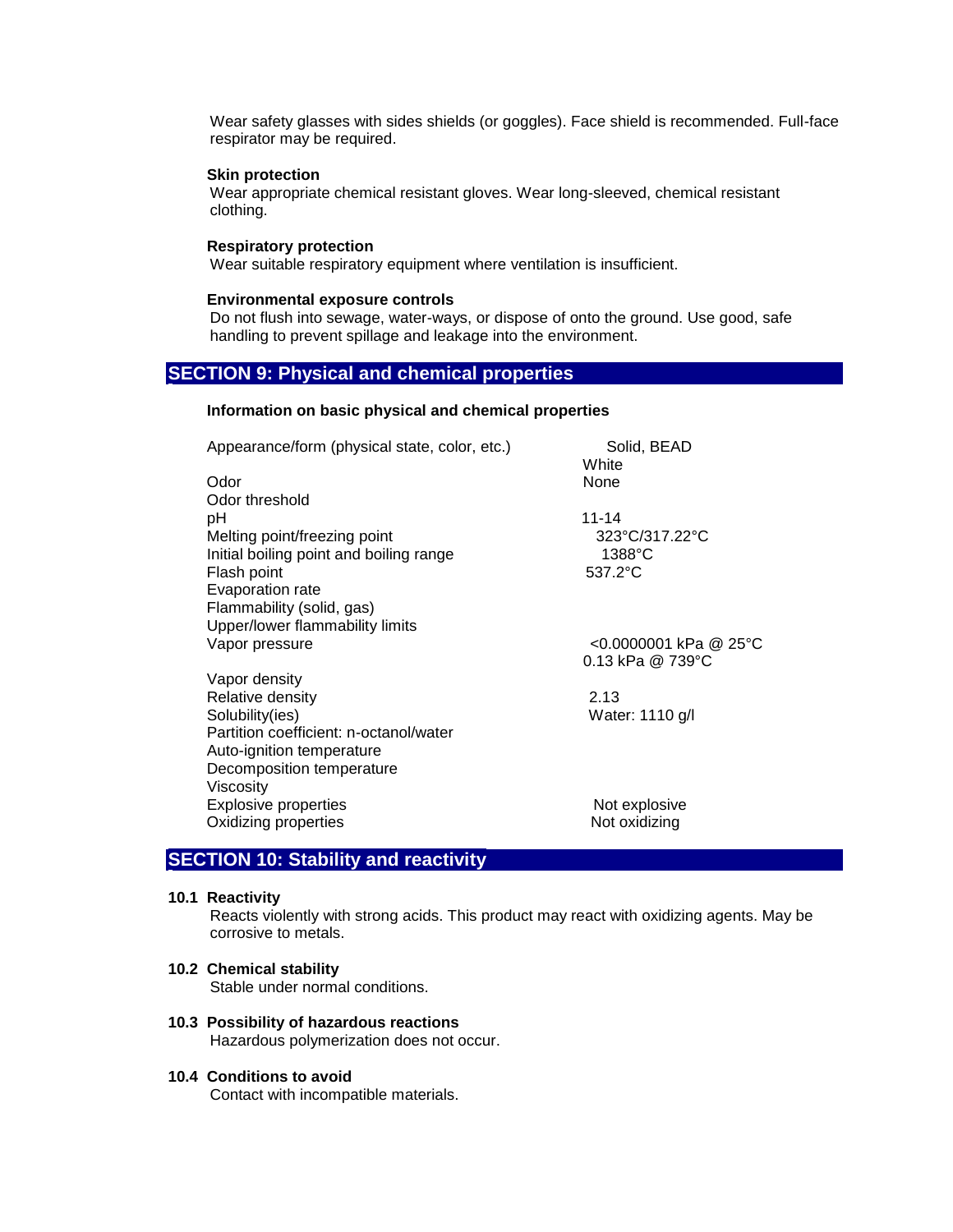Wear safety glasses with sides shields (or goggles). Face shield is recommended. Full-face respirator may be required.

**Skin protection**

Wear appropriate chemical resistant gloves. Wear long-sleeved, chemical resistant clothing.

**Respiratory protection**

Wear suitable respiratory equipment where ventilation is insufficient.

**Environmental exposure controls**

Do not flush into sewage, water-ways, or dispose of onto the ground. Use good, safe handling to prevent spillage and leakage into the environment.

## SECTION 9: Physical and chemical properties

**Information on basic physical and chemical properties**

| Property | Value |
|---|---|
| Appearance/form (physical state, color, etc.) | Solid, BEAD<br>White |
| Odor | None |
| Odor threshold | |
| pH | 11-14 |
| Melting point/freezing point | 323°C/317.22°C |
| Initial boiling point and boiling range | 1388°C |
| Flash point | 537.2°C |
| Evaporation rate | |
| Flammability (solid, gas) | |
| Upper/lower flammability limits | |
| Vapor pressure | <0.0000001 kPa @ 25°C<br>0.13 kPa @ 739°C |
| Vapor density | |
| Relative density | 2.13 |
| Solubility(ies) | Water: 1110 g/l |
| Partition coefficient: n-octanol/water | |
| Auto-ignition temperature | |
| Decomposition temperature | |
| Viscosity | |
| Explosive properties | Not explosive |
| Oxidizing properties | Not oxidizing |

## SECTION 10: Stability and reactivity

**10.1 Reactivity**

Reacts violently with strong acids. This product may react with oxidizing agents. May be corrosive to metals.

**10.2 Chemical stability**

Stable under normal conditions.

**10.3 Possibility of hazardous reactions**

Hazardous polymerization does not occur.

**10.4 Conditions to avoid**

Contact with incompatible materials.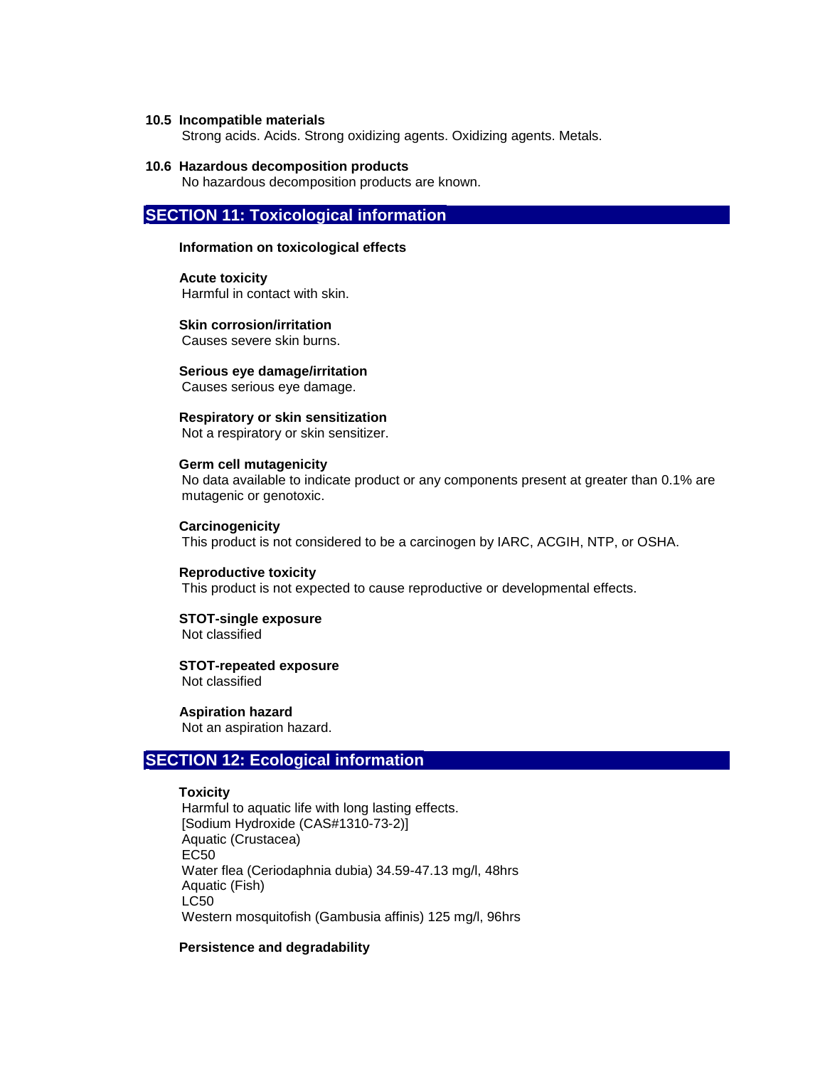**10.5 Incompatible materials**

Strong acids. Acids. Strong oxidizing agents. Oxidizing agents. Metals.

**10.6 Hazardous decomposition products**

No hazardous decomposition products are known.

## SECTION 11: Toxicological information

**Information on toxicological effects**

**Acute toxicity**

Harmful in contact with skin.

**Skin corrosion/irritation**

Causes severe skin burns.

**Serious eye damage/irritation**

Causes serious eye damage.

**Respiratory or skin sensitization**

Not a respiratory or skin sensitizer.

**Germ cell mutagenicity**

No data available to indicate product or any components present at greater than 0.1% are mutagenic or genotoxic.

**Carcinogenicity**

This product is not considered to be a carcinogen by IARC, ACGIH, NTP, or OSHA.

**Reproductive toxicity**

This product is not expected to cause reproductive or developmental effects.

**STOT-single exposure**

Not classified

**STOT-repeated exposure**

Not classified

**Aspiration hazard**

Not an aspiration hazard.

## SECTION 12: Ecological information

**Toxicity**

Harmful to aquatic life with long lasting effects.
[Sodium Hydroxide (CAS#1310-73-2)]
Aquatic (Crustacea)
EC50
Water flea (Ceriodaphnia dubia) 34.59-47.13 mg/l, 48hrs
Aquatic (Fish)
LC50
Western mosquitofish (Gambusia affinis) 125 mg/l, 96hrs

**Persistence and degradability**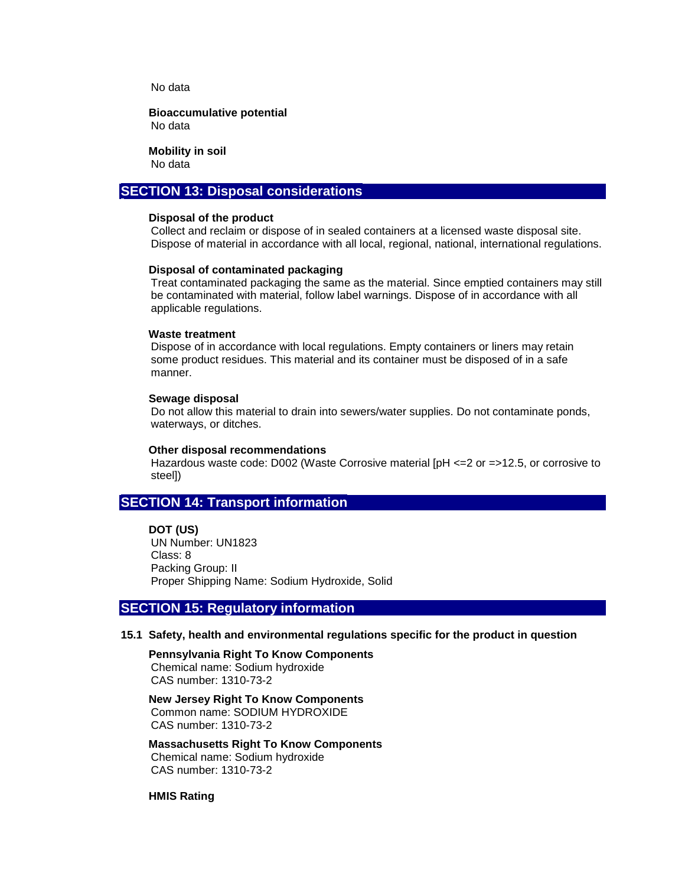No data

**Bioaccumulative potential**
No data

**Mobility in soil**
No data

## SECTION 13: Disposal considerations

**Disposal of the product**
Collect and reclaim or dispose of in sealed containers at a licensed waste disposal site. Dispose of material in accordance with all local, regional, national, international regulations.

**Disposal of contaminated packaging**
Treat contaminated packaging the same as the material. Since emptied containers may still be contaminated with material, follow label warnings. Dispose of in accordance with all applicable regulations.

**Waste treatment**
Dispose of in accordance with local regulations. Empty containers or liners may retain some product residues. This material and its container must be disposed of in a safe manner.

**Sewage disposal**
Do not allow this material to drain into sewers/water supplies. Do not contaminate ponds, waterways, or ditches.

**Other disposal recommendations**
Hazardous waste code: D002 (Waste Corrosive material [pH <=2 or =>12.5, or corrosive to steel])

## SECTION 14: Transport information

**DOT (US)**
UN Number: UN1823
Class: 8
Packing Group: II
Proper Shipping Name: Sodium Hydroxide, Solid

## SECTION 15: Regulatory information

**15.1 Safety, health and environmental regulations specific for the product in question**

**Pennsylvania Right To Know Components**
Chemical name: Sodium hydroxide
CAS number: 1310-73-2

**New Jersey Right To Know Components**
Common name: SODIUM HYDROXIDE
CAS number: 1310-73-2

**Massachusetts Right To Know Components**
Chemical name: Sodium hydroxide
CAS number: 1310-73-2

**HMIS Rating**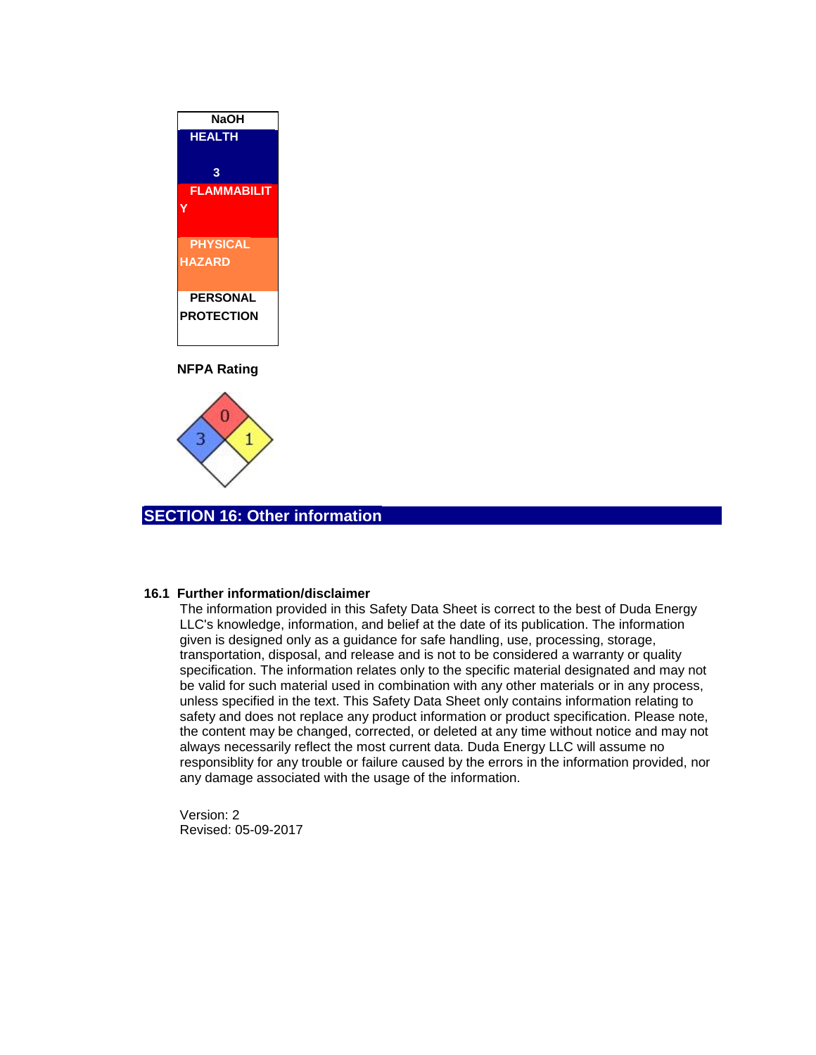NaOH

HEALTH

3

FLAMMABILITY

PHYSICAL HAZARD

PERSONAL PROTECTION

**NFPA Rating**

0

3

1

## SECTION 16: Other information

**16.1 Further information/disclaimer**

The information provided in this Safety Data Sheet is correct to the best of Duda Energy LLC's knowledge, information, and belief at the date of its publication. The information given is designed only as a guidance for safe handling, use, processing, storage, transportation, disposal, and release and is not to be considered a warranty or quality specification. The information relates only to the specific material designated and may not be valid for such material used in combination with any other materials or in any process, unless specified in the text. This Safety Data Sheet only contains information relating to safety and does not replace any product information or product specification. Please note, the content may be changed, corrected, or deleted at any time without notice and may not always necessarily reflect the most current data. Duda Energy LLC will assume no responsiblity for any trouble or failure caused by the errors in the information provided, nor any damage associated with the usage of the information.

Version: 2
Revised: 05-09-2017